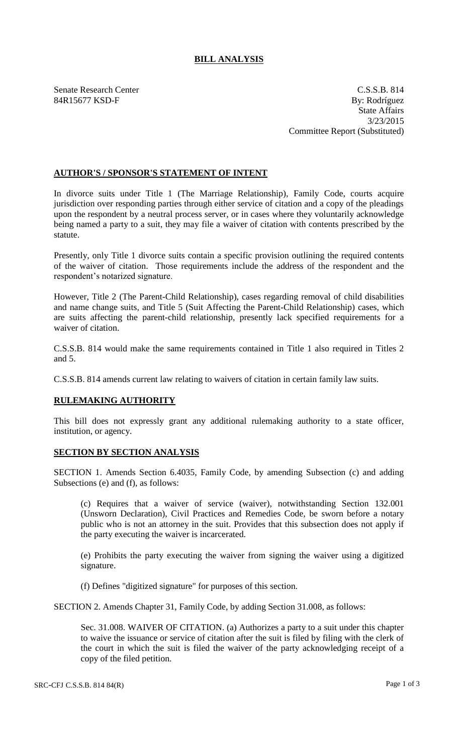# BILL ANALYSIS

Senate Research Center
84R15677 KSD-F

C.S.S.B. 814
By: Rodríguez
State Affairs
3/23/2015
Committee Report (Substituted)

## AUTHOR'S / SPONSOR'S STATEMENT OF INTENT

In divorce suits under Title 1 (The Marriage Relationship), Family Code, courts acquire jurisdiction over responding parties through either service of citation and a copy of the pleadings upon the respondent by a neutral process server, or in cases where they voluntarily acknowledge being named a party to a suit, they may file a waiver of citation with contents prescribed by the statute.

Presently, only Title 1 divorce suits contain a specific provision outlining the required contents of the waiver of citation. Those requirements include the address of the respondent and the respondent's notarized signature.

However, Title 2 (The Parent-Child Relationship), cases regarding removal of child disabilities and name change suits, and Title 5 (Suit Affecting the Parent-Child Relationship) cases, which are suits affecting the parent-child relationship, presently lack specified requirements for a waiver of citation.

C.S.S.B. 814 would make the same requirements contained in Title 1 also required in Titles 2 and 5.

C.S.S.B. 814 amends current law relating to waivers of citation in certain family law suits.

## RULEMAKING AUTHORITY

This bill does not expressly grant any additional rulemaking authority to a state officer, institution, or agency.

## SECTION BY SECTION ANALYSIS

SECTION 1. Amends Section 6.4035, Family Code, by amending Subsection (c) and adding Subsections (e) and (f), as follows:

(c) Requires that a waiver of service (waiver), notwithstanding Section 132.001 (Unsworn Declaration), Civil Practices and Remedies Code, be sworn before a notary public who is not an attorney in the suit. Provides that this subsection does not apply if the party executing the waiver is incarcerated.

(e) Prohibits the party executing the waiver from signing the waiver using a digitized signature.

(f) Defines "digitized signature" for purposes of this section.

SECTION 2. Amends Chapter 31, Family Code, by adding Section 31.008, as follows:

Sec. 31.008. WAIVER OF CITATION. (a) Authorizes a party to a suit under this chapter to waive the issuance or service of citation after the suit is filed by filing with the clerk of the court in which the suit is filed the waiver of the party acknowledging receipt of a copy of the filed petition.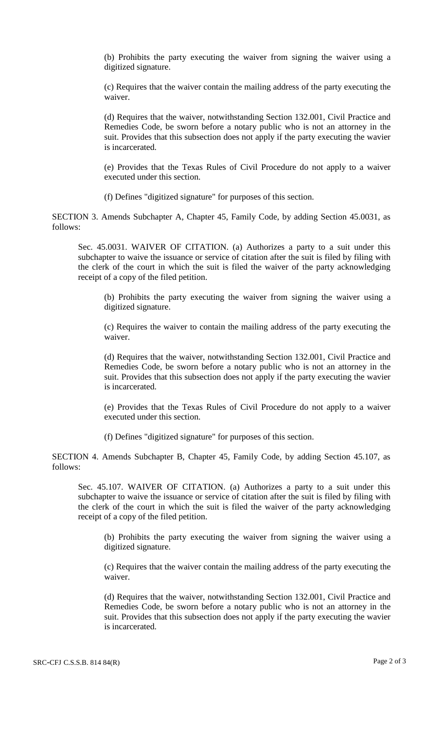(b) Prohibits the party executing the waiver from signing the waiver using a digitized signature.

(c) Requires that the waiver contain the mailing address of the party executing the waiver.

(d) Requires that the waiver, notwithstanding Section 132.001, Civil Practice and Remedies Code, be sworn before a notary public who is not an attorney in the suit. Provides that this subsection does not apply if the party executing the wavier is incarcerated.

(e) Provides that the Texas Rules of Civil Procedure do not apply to a waiver executed under this section.

(f) Defines "digitized signature" for purposes of this section.

SECTION 3. Amends Subchapter A, Chapter 45, Family Code, by adding Section 45.0031, as follows:

Sec. 45.0031. WAIVER OF CITATION. (a) Authorizes a party to a suit under this subchapter to waive the issuance or service of citation after the suit is filed by filing with the clerk of the court in which the suit is filed the waiver of the party acknowledging receipt of a copy of the filed petition.

(b) Prohibits the party executing the waiver from signing the waiver using a digitized signature.

(c) Requires the waiver to contain the mailing address of the party executing the waiver.

(d) Requires that the waiver, notwithstanding Section 132.001, Civil Practice and Remedies Code, be sworn before a notary public who is not an attorney in the suit. Provides that this subsection does not apply if the party executing the wavier is incarcerated.

(e) Provides that the Texas Rules of Civil Procedure do not apply to a waiver executed under this section.

(f) Defines "digitized signature" for purposes of this section.

SECTION 4. Amends Subchapter B, Chapter 45, Family Code, by adding Section 45.107, as follows:

Sec. 45.107. WAIVER OF CITATION. (a) Authorizes a party to a suit under this subchapter to waive the issuance or service of citation after the suit is filed by filing with the clerk of the court in which the suit is filed the waiver of the party acknowledging receipt of a copy of the filed petition.

(b) Prohibits the party executing the waiver from signing the waiver using a digitized signature.

(c) Requires that the waiver contain the mailing address of the party executing the waiver.

(d) Requires that the waiver, notwithstanding Section 132.001, Civil Practice and Remedies Code, be sworn before a notary public who is not an attorney in the suit. Provides that this subsection does not apply if the party executing the wavier is incarcerated.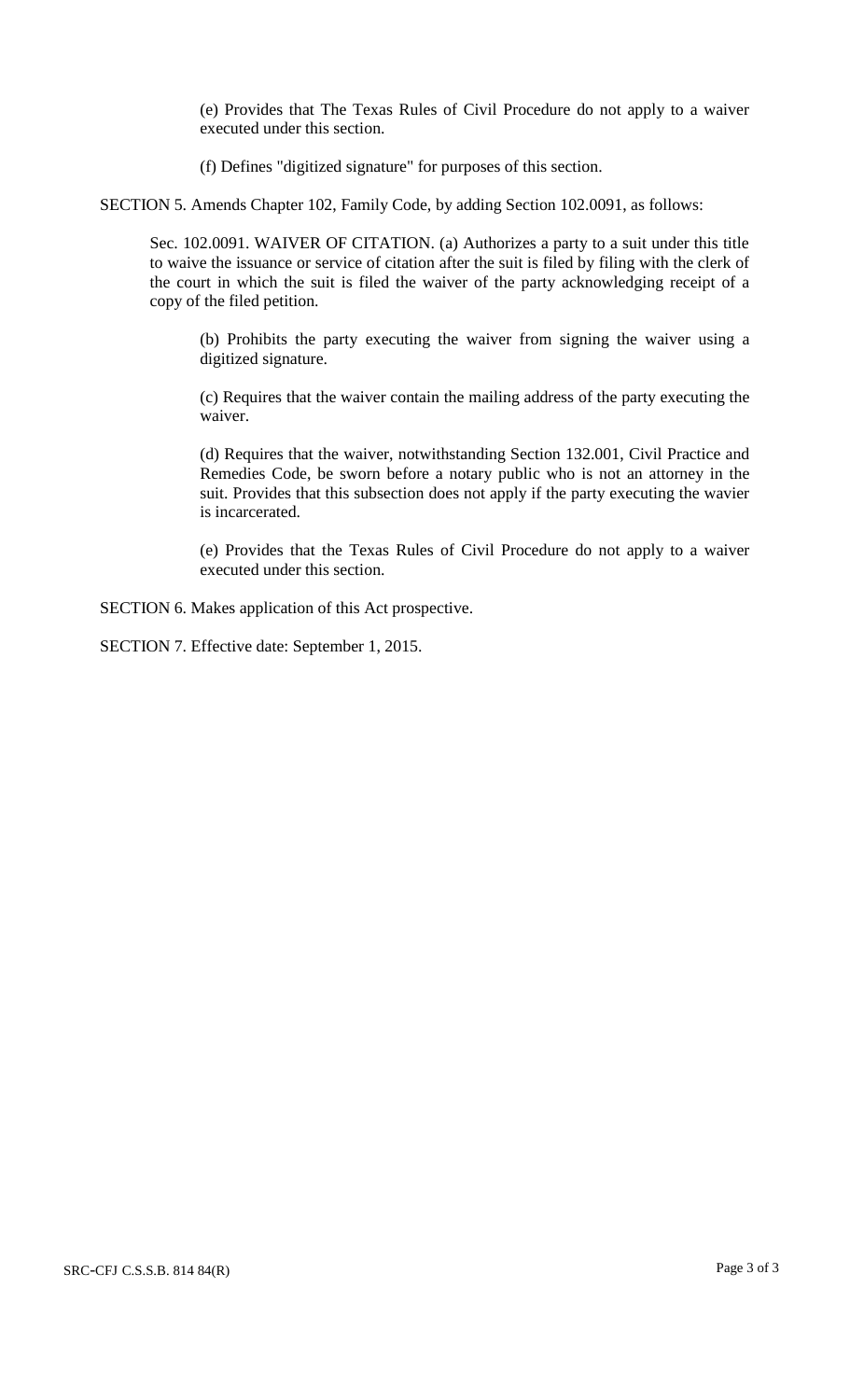(e) Provides that The Texas Rules of Civil Procedure do not apply to a waiver executed under this section.

(f) Defines "digitized signature" for purposes of this section.

SECTION 5. Amends Chapter 102, Family Code, by adding Section 102.0091, as follows:

Sec. 102.0091. WAIVER OF CITATION. (a) Authorizes a party to a suit under this title to waive the issuance or service of citation after the suit is filed by filing with the clerk of the court in which the suit is filed the waiver of the party acknowledging receipt of a copy of the filed petition.

(b) Prohibits the party executing the waiver from signing the waiver using a digitized signature.

(c) Requires that the waiver contain the mailing address of the party executing the waiver.

(d) Requires that the waiver, notwithstanding Section 132.001, Civil Practice and Remedies Code, be sworn before a notary public who is not an attorney in the suit. Provides that this subsection does not apply if the party executing the wavier is incarcerated.

(e) Provides that the Texas Rules of Civil Procedure do not apply to a waiver executed under this section.

SECTION 6. Makes application of this Act prospective.

SECTION 7. Effective date: September 1, 2015.

SRC-CFJ C.S.S.B. 814 84(R)